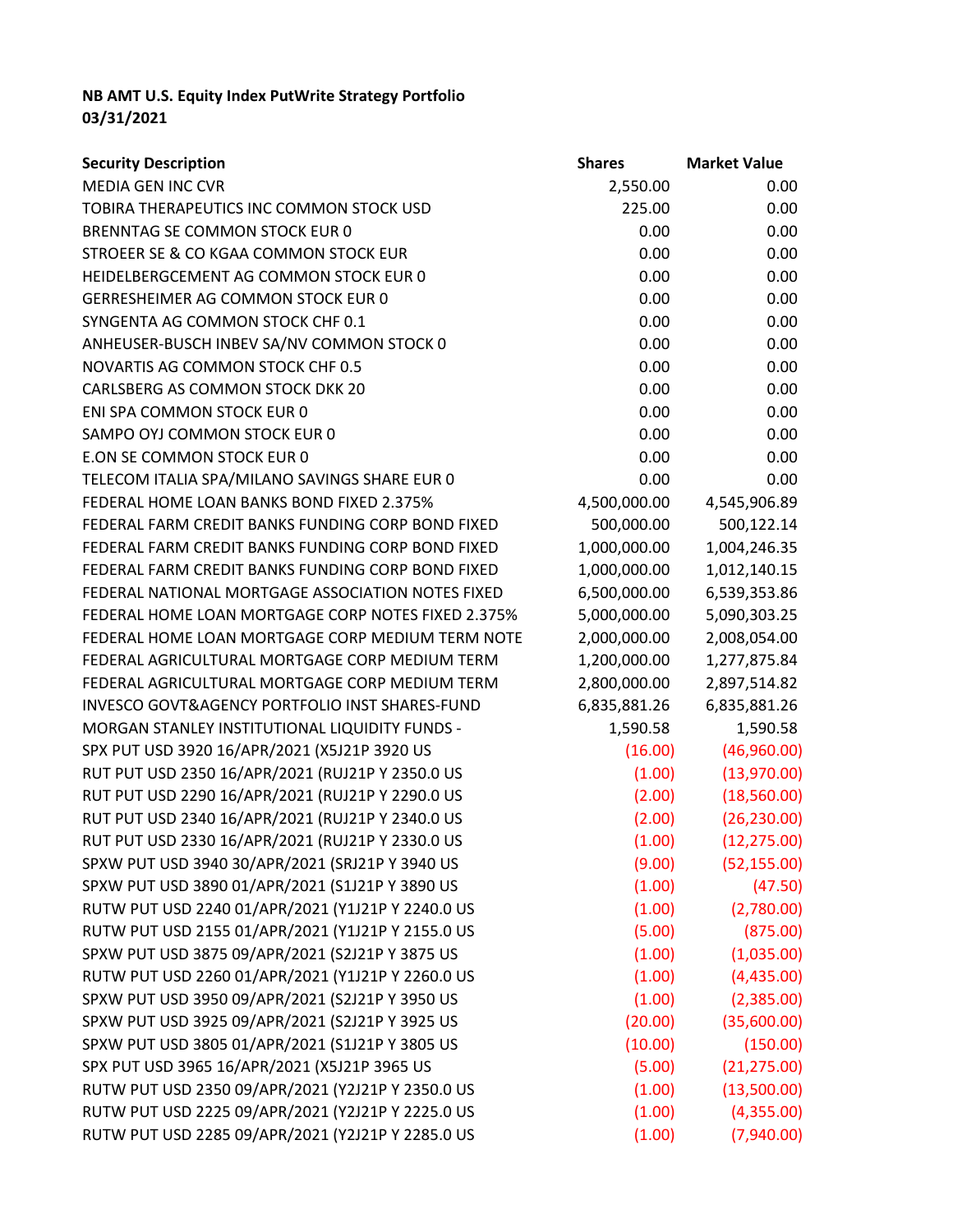**NB AMT U.S. Equity Index PutWrite Strategy Portfolio**
**03/31/2021**

| Security Description | Shares | Market Value |
|---|---|---|
| MEDIA GEN INC CVR | 2,550.00 | 0.00 |
| TOBIRA THERAPEUTICS INC COMMON STOCK USD | 225.00 | 0.00 |
| BRENNTAG SE COMMON STOCK EUR 0 | 0.00 | 0.00 |
| STROEER SE & CO KGAA COMMON STOCK EUR | 0.00 | 0.00 |
| HEIDELBERGCEMENT AG COMMON STOCK EUR 0 | 0.00 | 0.00 |
| GERRESHEIMER AG COMMON STOCK EUR 0 | 0.00 | 0.00 |
| SYNGENTA AG COMMON STOCK CHF 0.1 | 0.00 | 0.00 |
| ANHEUSER-BUSCH INBEV SA/NV COMMON STOCK 0 | 0.00 | 0.00 |
| NOVARTIS AG COMMON STOCK CHF 0.5 | 0.00 | 0.00 |
| CARLSBERG AS COMMON STOCK DKK 20 | 0.00 | 0.00 |
| ENI SPA COMMON STOCK EUR 0 | 0.00 | 0.00 |
| SAMPO OYJ COMMON STOCK EUR 0 | 0.00 | 0.00 |
| E.ON SE COMMON STOCK EUR 0 | 0.00 | 0.00 |
| TELECOM ITALIA SPA/MILANO SAVINGS SHARE EUR 0 | 0.00 | 0.00 |
| FEDERAL HOME LOAN BANKS BOND FIXED 2.375% | 4,500,000.00 | 4,545,906.89 |
| FEDERAL FARM CREDIT BANKS FUNDING CORP BOND FIXED | 500,000.00 | 500,122.14 |
| FEDERAL FARM CREDIT BANKS FUNDING CORP BOND FIXED | 1,000,000.00 | 1,004,246.35 |
| FEDERAL FARM CREDIT BANKS FUNDING CORP BOND FIXED | 1,000,000.00 | 1,012,140.15 |
| FEDERAL NATIONAL MORTGAGE ASSOCIATION NOTES FIXED | 6,500,000.00 | 6,539,353.86 |
| FEDERAL HOME LOAN MORTGAGE CORP NOTES FIXED 2.375% | 5,000,000.00 | 5,090,303.25 |
| FEDERAL HOME LOAN MORTGAGE CORP MEDIUM TERM NOTE | 2,000,000.00 | 2,008,054.00 |
| FEDERAL AGRICULTURAL MORTGAGE CORP MEDIUM TERM | 1,200,000.00 | 1,277,875.84 |
| FEDERAL AGRICULTURAL MORTGAGE CORP MEDIUM TERM | 2,800,000.00 | 2,897,514.82 |
| INVESCO GOVT&AGENCY PORTFOLIO INST SHARES-FUND | 6,835,881.26 | 6,835,881.26 |
| MORGAN STANLEY INSTITUTIONAL LIQUIDITY FUNDS - | 1,590.58 | 1,590.58 |
| SPX PUT USD 3920 16/APR/2021 (X5J21P 3920 US | (16.00) | (46,960.00) |
| RUT PUT USD 2350 16/APR/2021 (RUJ21P Y 2350.0 US | (1.00) | (13,970.00) |
| RUT PUT USD 2290 16/APR/2021 (RUJ21P Y 2290.0 US | (2.00) | (18,560.00) |
| RUT PUT USD 2340 16/APR/2021 (RUJ21P Y 2340.0 US | (2.00) | (26,230.00) |
| RUT PUT USD 2330 16/APR/2021 (RUJ21P Y 2330.0 US | (1.00) | (12,275.00) |
| SPXW PUT USD 3940 30/APR/2021 (SRJ21P Y 3940 US | (9.00) | (52,155.00) |
| SPXW PUT USD 3890 01/APR/2021 (S1J21P Y 3890 US | (1.00) | (47.50) |
| RUTW PUT USD 2240 01/APR/2021 (Y1J21P Y 2240.0 US | (1.00) | (2,780.00) |
| RUTW PUT USD 2155 01/APR/2021 (Y1J21P Y 2155.0 US | (5.00) | (875.00) |
| SPXW PUT USD 3875 09/APR/2021 (S2J21P Y 3875 US | (1.00) | (1,035.00) |
| RUTW PUT USD 2260 01/APR/2021 (Y1J21P Y 2260.0 US | (1.00) | (4,435.00) |
| SPXW PUT USD 3950 09/APR/2021 (S2J21P Y 3950 US | (1.00) | (2,385.00) |
| SPXW PUT USD 3925 09/APR/2021 (S2J21P Y 3925 US | (20.00) | (35,600.00) |
| SPXW PUT USD 3805 01/APR/2021 (S1J21P Y 3805 US | (10.00) | (150.00) |
| SPX PUT USD 3965 16/APR/2021 (X5J21P 3965 US | (5.00) | (21,275.00) |
| RUTW PUT USD 2350 09/APR/2021 (Y2J21P Y 2350.0 US | (1.00) | (13,500.00) |
| RUTW PUT USD 2225 09/APR/2021 (Y2J21P Y 2225.0 US | (1.00) | (4,355.00) |
| RUTW PUT USD 2285 09/APR/2021 (Y2J21P Y 2285.0 US | (1.00) | (7,940.00) |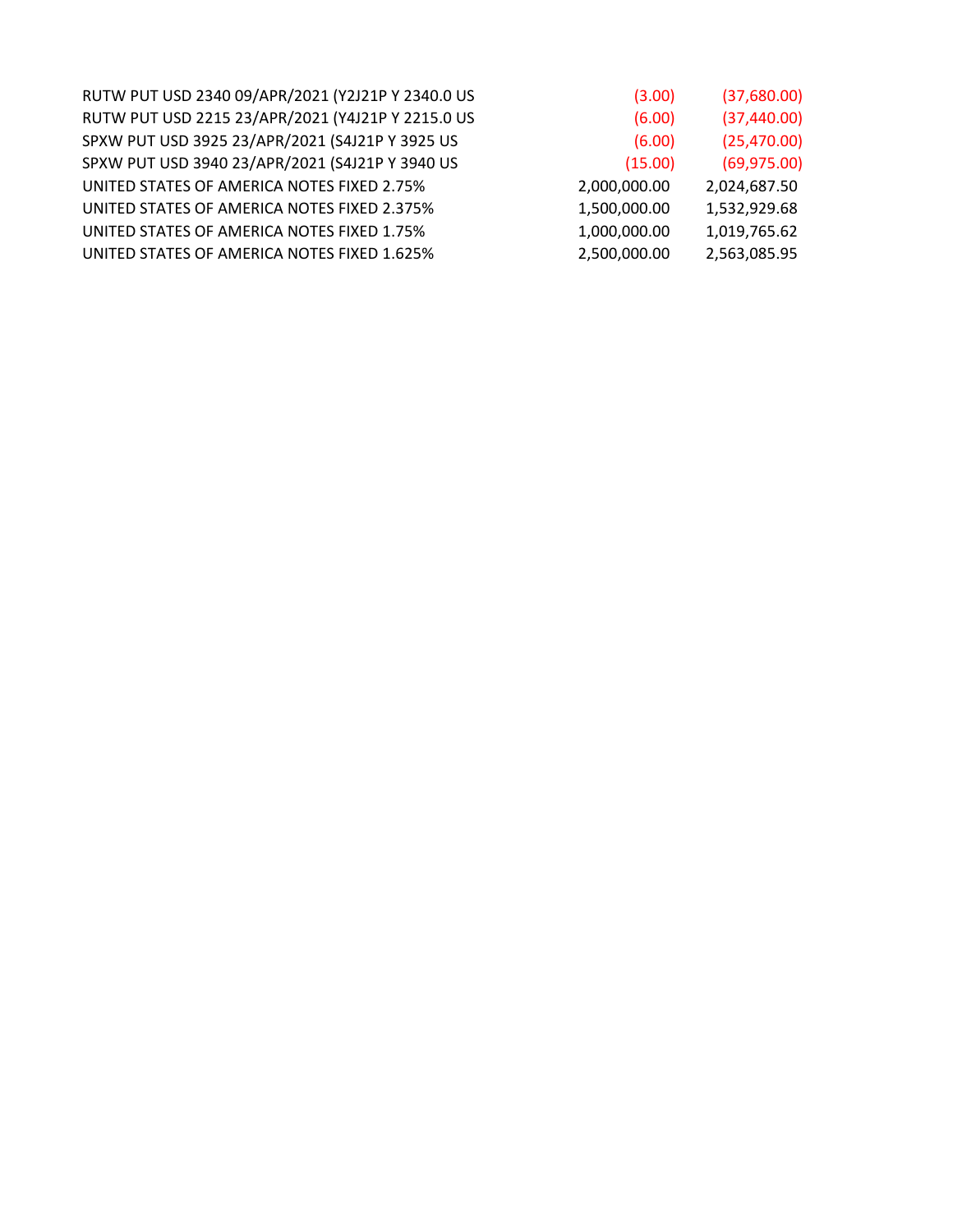| | | |
|---|---|---|
| RUTW PUT USD 2340 09/APR/2021 (Y2J21P Y 2340.0 US | (3.00) | (37,680.00) |
| RUTW PUT USD 2215 23/APR/2021 (Y4J21P Y 2215.0 US | (6.00) | (37,440.00) |
| SPXW PUT USD 3925 23/APR/2021 (S4J21P Y 3925 US | (6.00) | (25,470.00) |
| SPXW PUT USD 3940 23/APR/2021 (S4J21P Y 3940 US | (15.00) | (69,975.00) |
| UNITED STATES OF AMERICA NOTES FIXED 2.75% | 2,000,000.00 | 2,024,687.50 |
| UNITED STATES OF AMERICA NOTES FIXED 2.375% | 1,500,000.00 | 1,532,929.68 |
| UNITED STATES OF AMERICA NOTES FIXED 1.75% | 1,000,000.00 | 1,019,765.62 |
| UNITED STATES OF AMERICA NOTES FIXED 1.625% | 2,500,000.00 | 2,563,085.95 |